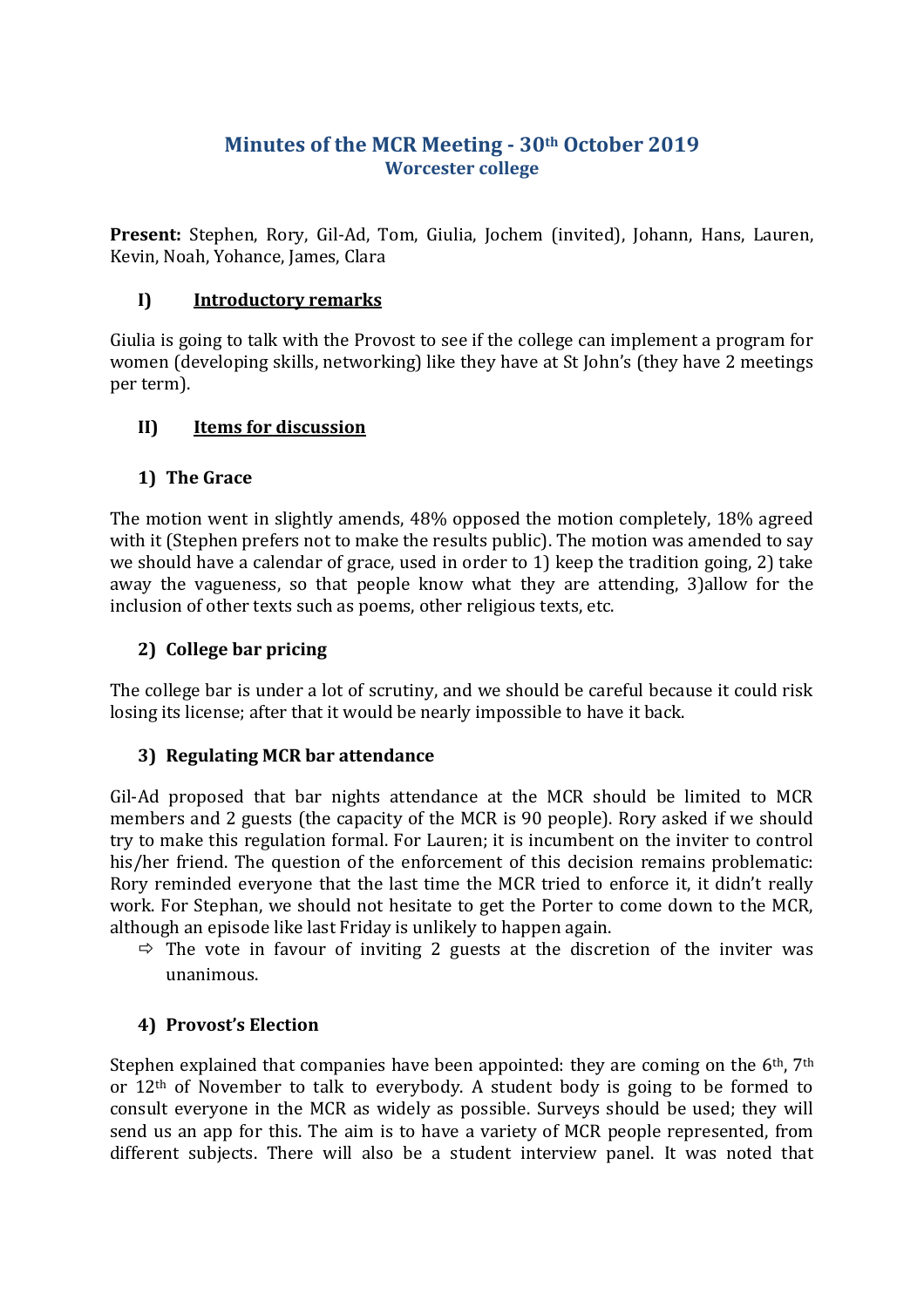# Minutes of the MCR Meeting - 30th October 2019
## Worcester college

**Present:** Stephen, Rory, Gil-Ad, Tom, Giulia, Jochem (invited), Johann, Hans, Lauren, Kevin, Noah, Yohance, James, Clara

### I) Introductory remarks

Giulia is going to talk with the Provost to see if the college can implement a program for women (developing skills, networking) like they have at St John's (they have 2 meetings per term).

### II) Items for discussion

#### 1) The Grace

The motion went in slightly amends, 48% opposed the motion completely, 18% agreed with it (Stephen prefers not to make the results public). The motion was amended to say we should have a calendar of grace, used in order to 1) keep the tradition going, 2) take away the vagueness, so that people know what they are attending, 3)allow for the inclusion of other texts such as poems, other religious texts, etc.

#### 2) College bar pricing

The college bar is under a lot of scrutiny, and we should be careful because it could risk losing its license; after that it would be nearly impossible to have it back.

#### 3) Regulating MCR bar attendance

Gil-Ad proposed that bar nights attendance at the MCR should be limited to MCR members and 2 guests (the capacity of the MCR is 90 people). Rory asked if we should try to make this regulation formal. For Lauren; it is incumbent on the inviter to control his/her friend. The question of the enforcement of this decision remains problematic: Rory reminded everyone that the last time the MCR tried to enforce it, it didn't really work. For Stephan, we should not hesitate to get the Porter to come down to the MCR, although an episode like last Friday is unlikely to happen again.

- ⇨ The vote in favour of inviting 2 guests at the discretion of the inviter was unanimous.

#### 4) Provost's Election

Stephen explained that companies have been appointed: they are coming on the 6th, 7th or 12th of November to talk to everybody. A student body is going to be formed to consult everyone in the MCR as widely as possible. Surveys should be used; they will send us an app for this. The aim is to have a variety of MCR people represented, from different subjects. There will also be a student interview panel. It was noted that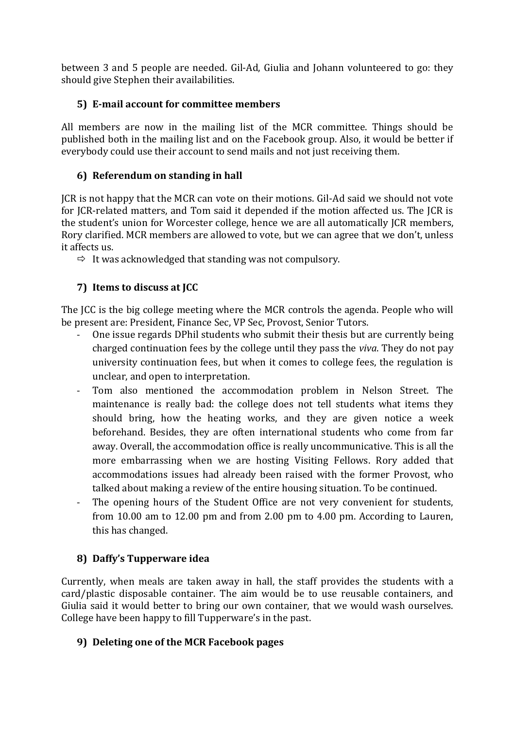between 3 and 5 people are needed. Gil-Ad, Giulia and Johann volunteered to go: they should give Stephen their availabilities.

## 5) E-mail account for committee members

All members are now in the mailing list of the MCR committee. Things should be published both in the mailing list and on the Facebook group. Also, it would be better if everybody could use their account to send mails and not just receiving them.

## 6) Referendum on standing in hall

JCR is not happy that the MCR can vote on their motions. Gil-Ad said we should not vote for JCR-related matters, and Tom said it depended if the motion affected us. The JCR is the student's union for Worcester college, hence we are all automatically JCR members, Rory clarified. MCR members are allowed to vote, but we can agree that we don't, unless it affects us.

⇨ It was acknowledged that standing was not compulsory.

## 7) Items to discuss at JCC

The JCC is the big college meeting where the MCR controls the agenda. People who will be present are: President, Finance Sec, VP Sec, Provost, Senior Tutors.

- One issue regards DPhil students who submit their thesis but are currently being charged continuation fees by the college until they pass the *viva*. They do not pay university continuation fees, but when it comes to college fees, the regulation is unclear, and open to interpretation.
- Tom also mentioned the accommodation problem in Nelson Street. The maintenance is really bad: the college does not tell students what items they should bring, how the heating works, and they are given notice a week beforehand. Besides, they are often international students who come from far away. Overall, the accommodation office is really uncommunicative. This is all the more embarrassing when we are hosting Visiting Fellows. Rory added that accommodations issues had already been raised with the former Provost, who talked about making a review of the entire housing situation. To be continued.
- The opening hours of the Student Office are not very convenient for students, from 10.00 am to 12.00 pm and from 2.00 pm to 4.00 pm. According to Lauren, this has changed.

## 8) Daffy's Tupperware idea

Currently, when meals are taken away in hall, the staff provides the students with a card/plastic disposable container. The aim would be to use reusable containers, and Giulia said it would better to bring our own container, that we would wash ourselves. College have been happy to fill Tupperware's in the past.

## 9) Deleting one of the MCR Facebook pages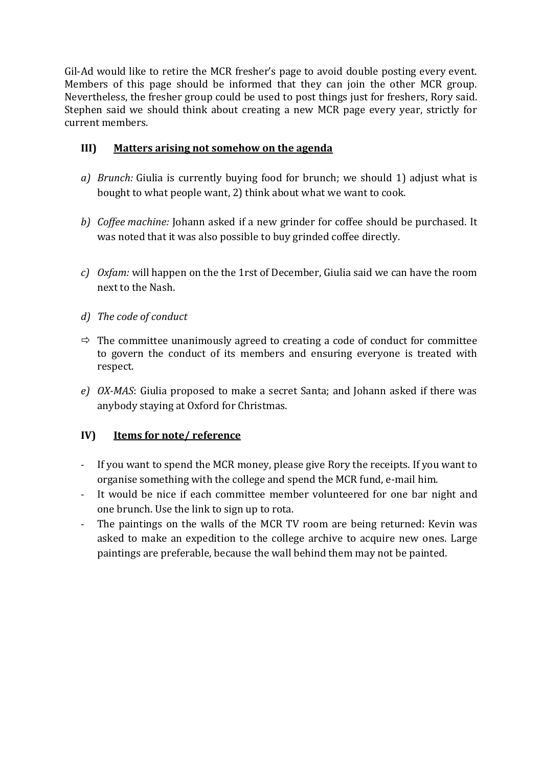Gil-Ad would like to retire the MCR fresher's page to avoid double posting every event. Members of this page should be informed that they can join the other MCR group. Nevertheless, the fresher group could be used to post things just for freshers, Rory said. Stephen said we should think about creating a new MCR page every year, strictly for current members.

## III) <u>Matters arising not somehow on the agenda</u>

a) *Brunch:* Giulia is currently buying food for brunch; we should 1) adjust what is bought to what people want, 2) think about what we want to cook.

b) *Coffee machine:* Johann asked if a new grinder for coffee should be purchased. It was noted that it was also possible to buy grinded coffee directly.

c) *Oxfam:* will happen on the the 1rst of December, Giulia said we can have the room next to the Nash.

d) *The code of conduct*

⇨ The committee unanimously agreed to creating a code of conduct for committee to govern the conduct of its members and ensuring everyone is treated with respect.

e) *OX-MAS*: Giulia proposed to make a secret Santa; and Johann asked if there was anybody staying at Oxford for Christmas.

## IV) <u>Items for note/ reference</u>

- If you want to spend the MCR money, please give Rory the receipts. If you want to organise something with the college and spend the MCR fund, e-mail him.
- It would be nice if each committee member volunteered for one bar night and one brunch. Use the link to sign up to rota.
- The paintings on the walls of the MCR TV room are being returned: Kevin was asked to make an expedition to the college archive to acquire new ones. Large paintings are preferable, because the wall behind them may not be painted.